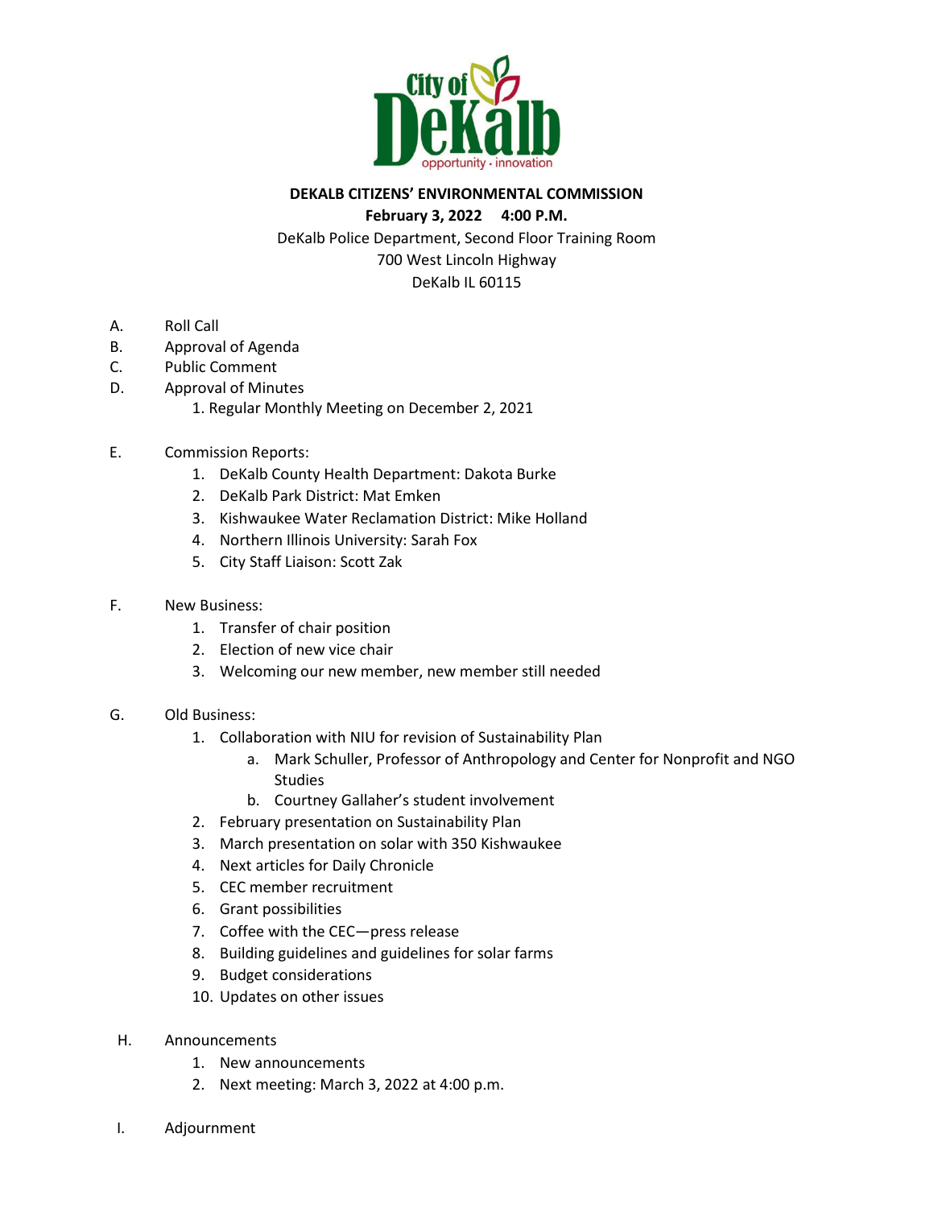**DEKALB CITIZENS' ENVIRONMENTAL COMMISSION**

**February 3, 2022 4:00 P.M.**

DeKalb Police Department, Second Floor Training Room
700 West Lincoln Highway
DeKalb IL 60115

A. Roll Call

B. Approval of Agenda

C. Public Comment

D. Approval of Minutes
   1. Regular Monthly Meeting on December 2, 2021

E. Commission Reports:
   1. DeKalb County Health Department: Dakota Burke
   2. DeKalb Park District: Mat Emken
   3. Kishwaukee Water Reclamation District: Mike Holland
   4. Northern Illinois University: Sarah Fox
   5. City Staff Liaison: Scott Zak

F. New Business:
   1. Transfer of chair position
   2. Election of new vice chair
   3. Welcoming our new member, new member still needed

G. Old Business:
   1. Collaboration with NIU for revision of Sustainability Plan
      a. Mark Schuller, Professor of Anthropology and Center for Nonprofit and NGO Studies
      b. Courtney Gallaher's student involvement
   2. February presentation on Sustainability Plan
   3. March presentation on solar with 350 Kishwaukee
   4. Next articles for Daily Chronicle
   5. CEC member recruitment
   6. Grant possibilities
   7. Coffee with the CEC—press release
   8. Building guidelines and guidelines for solar farms
   9. Budget considerations
   10. Updates on other issues

H. Announcements
   1. New announcements
   2. Next meeting: March 3, 2022 at 4:00 p.m.

I. Adjournment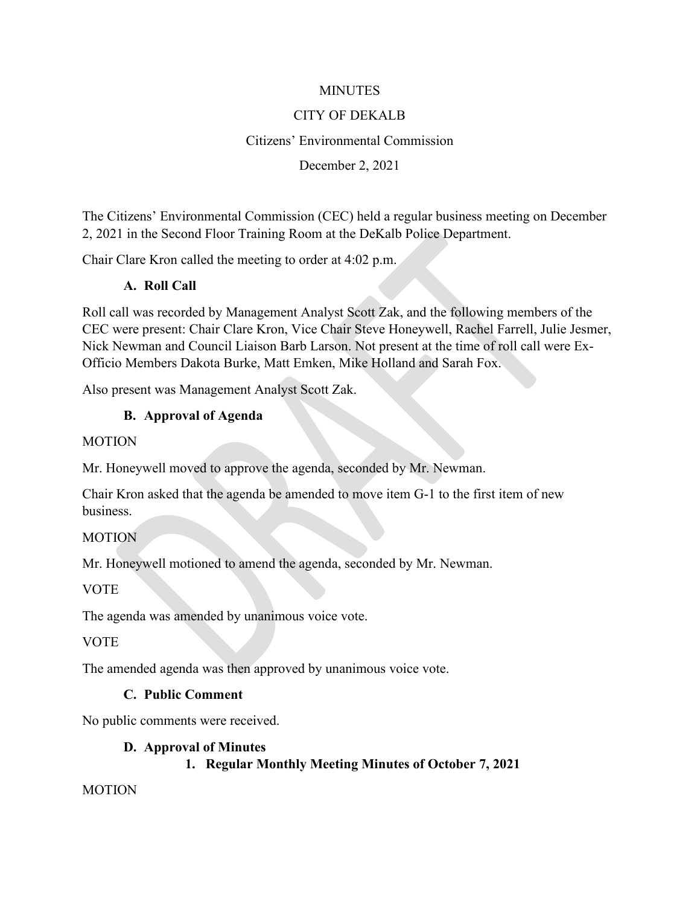MINUTES

CITY OF DEKALB

Citizens' Environmental Commission

December 2, 2021

The Citizens' Environmental Commission (CEC) held a regular business meeting on December 2, 2021 in the Second Floor Training Room at the DeKalb Police Department.

Chair Clare Kron called the meeting to order at 4:02 p.m.

### A. Roll Call

Roll call was recorded by Management Analyst Scott Zak, and the following members of the CEC were present: Chair Clare Kron, Vice Chair Steve Honeywell, Rachel Farrell, Julie Jesmer, Nick Newman and Council Liaison Barb Larson. Not present at the time of roll call were Ex-Officio Members Dakota Burke, Matt Emken, Mike Holland and Sarah Fox.

Also present was Management Analyst Scott Zak.

### B. Approval of Agenda

MOTION

Mr. Honeywell moved to approve the agenda, seconded by Mr. Newman.

Chair Kron asked that the agenda be amended to move item G-1 to the first item of new business.

MOTION

Mr. Honeywell motioned to amend the agenda, seconded by Mr. Newman.

VOTE

The agenda was amended by unanimous voice vote.

VOTE

The amended agenda was then approved by unanimous voice vote.

### C. Public Comment

No public comments were received.

### D. Approval of Minutes

#### 1. Regular Monthly Meeting Minutes of October 7, 2021

MOTION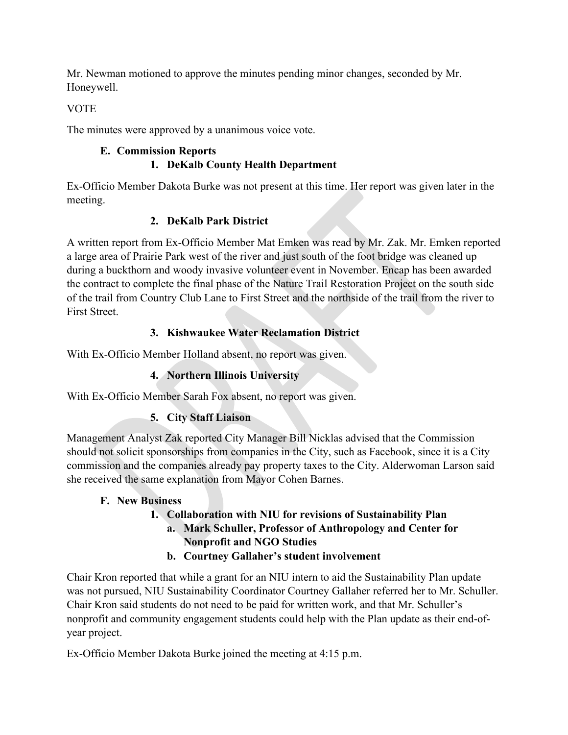Mr. Newman motioned to approve the minutes pending minor changes, seconded by Mr. Honeywell.

VOTE

The minutes were approved by a unanimous voice vote.

**E. Commission Reports**

**1. DeKalb County Health Department**

Ex-Officio Member Dakota Burke was not present at this time. Her report was given later in the meeting.

**2. DeKalb Park District**

A written report from Ex-Officio Member Mat Emken was read by Mr. Zak. Mr. Emken reported a large area of Prairie Park west of the river and just south of the foot bridge was cleaned up during a buckthorn and woody invasive volunteer event in November. Encap has been awarded the contract to complete the final phase of the Nature Trail Restoration Project on the south side of the trail from Country Club Lane to First Street and the northside of the trail from the river to First Street.

**3. Kishwaukee Water Reclamation District**

With Ex-Officio Member Holland absent, no report was given.

**4. Northern Illinois University**

With Ex-Officio Member Sarah Fox absent, no report was given.

**5. City Staff Liaison**

Management Analyst Zak reported City Manager Bill Nicklas advised that the Commission should not solicit sponsorships from companies in the City, such as Facebook, since it is a City commission and the companies already pay property taxes to the City. Alderwoman Larson said she received the same explanation from Mayor Cohen Barnes.

**F. New Business**

**1. Collaboration with NIU for revisions of Sustainability Plan**

**a. Mark Schuller, Professor of Anthropology and Center for Nonprofit and NGO Studies**

**b. Courtney Gallaher's student involvement**

Chair Kron reported that while a grant for an NIU intern to aid the Sustainability Plan update was not pursued, NIU Sustainability Coordinator Courtney Gallaher referred her to Mr. Schuller. Chair Kron said students do not need to be paid for written work, and that Mr. Schuller's nonprofit and community engagement students could help with the Plan update as their end-of-year project.

Ex-Officio Member Dakota Burke joined the meeting at 4:15 p.m.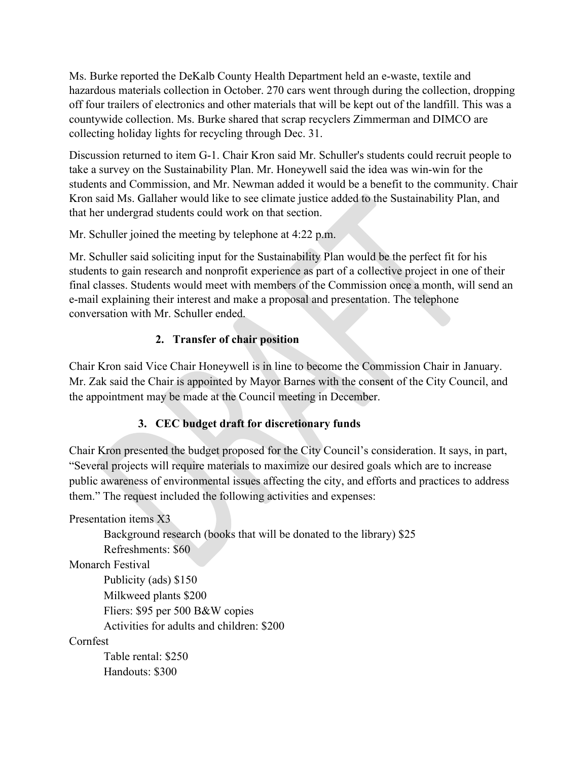Ms. Burke reported the DeKalb County Health Department held an e-waste, textile and hazardous materials collection in October. 270 cars went through during the collection, dropping off four trailers of electronics and other materials that will be kept out of the landfill. This was a countywide collection. Ms. Burke shared that scrap recyclers Zimmerman and DIMCO are collecting holiday lights for recycling through Dec. 31.

Discussion returned to item G-1. Chair Kron said Mr. Schuller's students could recruit people to take a survey on the Sustainability Plan. Mr. Honeywell said the idea was win-win for the students and Commission, and Mr. Newman added it would be a benefit to the community. Chair Kron said Ms. Gallaher would like to see climate justice added to the Sustainability Plan, and that her undergrad students could work on that section.

Mr. Schuller joined the meeting by telephone at 4:22 p.m.

Mr. Schuller said soliciting input for the Sustainability Plan would be the perfect fit for his students to gain research and nonprofit experience as part of a collective project in one of their final classes. Students would meet with members of the Commission once a month, will send an e-mail explaining their interest and make a proposal and presentation. The telephone conversation with Mr. Schuller ended.

**2. Transfer of chair position**

Chair Kron said Vice Chair Honeywell is in line to become the Commission Chair in January. Mr. Zak said the Chair is appointed by Mayor Barnes with the consent of the City Council, and the appointment may be made at the Council meeting in December.

**3. CEC budget draft for discretionary funds**

Chair Kron presented the budget proposed for the City Council's consideration. It says, in part, "Several projects will require materials to maximize our desired goals which are to increase public awareness of environmental issues affecting the city, and efforts and practices to address them." The request included the following activities and expenses:

Presentation items X3
- Background research (books that will be donated to the library) $25
- Refreshments: $60

Monarch Festival
- Publicity (ads) $150
- Milkweed plants $200
- Fliers: $95 per 500 B&W copies
- Activities for adults and children: $200

Cornfest
- Table rental: $250
- Handouts: $300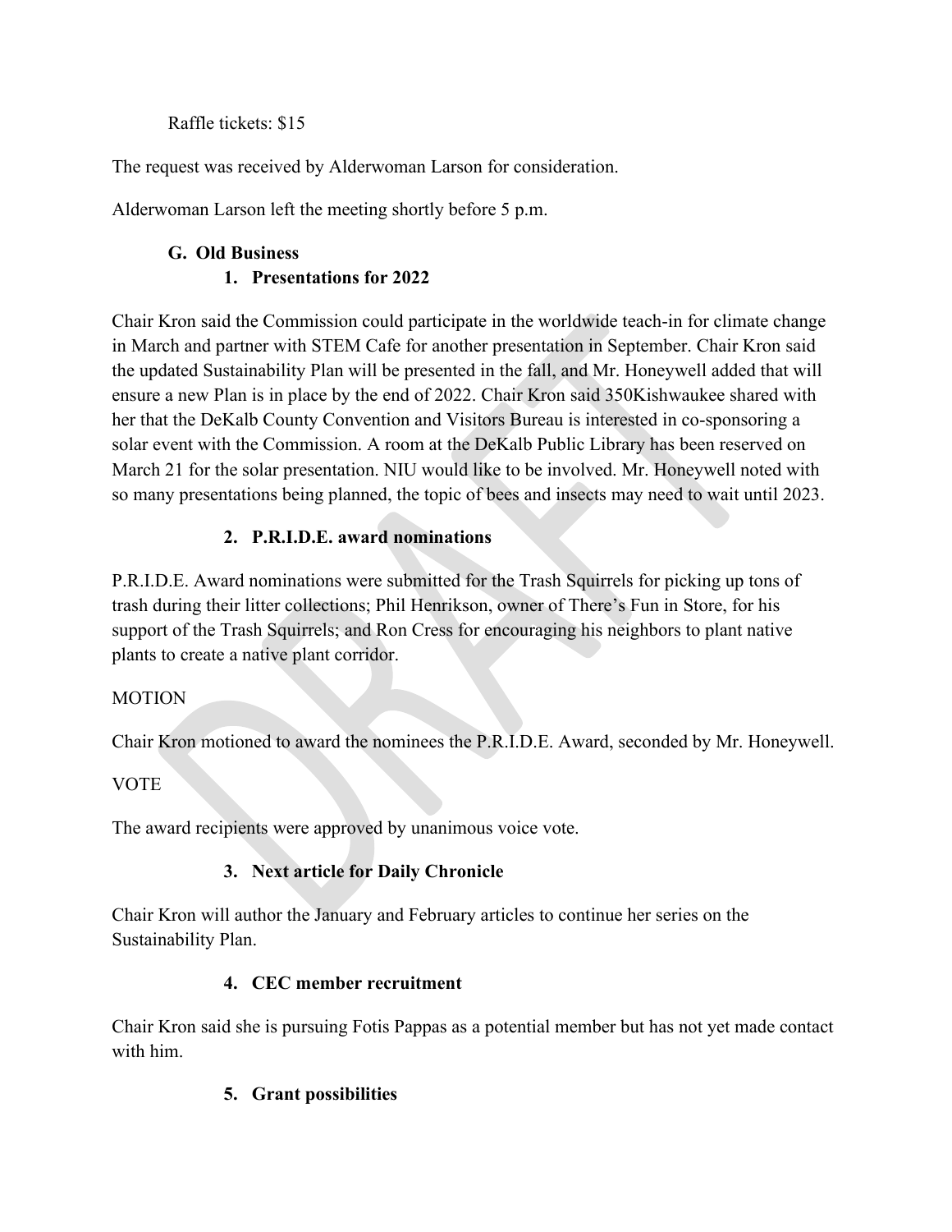Raffle tickets: $15

The request was received by Alderwoman Larson for consideration.

Alderwoman Larson left the meeting shortly before 5 p.m.

## G. Old Business

### 1. Presentations for 2022

Chair Kron said the Commission could participate in the worldwide teach-in for climate change in March and partner with STEM Cafe for another presentation in September. Chair Kron said the updated Sustainability Plan will be presented in the fall, and Mr. Honeywell added that will ensure a new Plan is in place by the end of 2022. Chair Kron said 350Kishwaukee shared with her that the DeKalb County Convention and Visitors Bureau is interested in co-sponsoring a solar event with the Commission. A room at the DeKalb Public Library has been reserved on March 21 for the solar presentation. NIU would like to be involved. Mr. Honeywell noted with so many presentations being planned, the topic of bees and insects may need to wait until 2023.

### 2. P.R.I.D.E. award nominations

P.R.I.D.E. Award nominations were submitted for the Trash Squirrels for picking up tons of trash during their litter collections; Phil Henrikson, owner of There's Fun in Store, for his support of the Trash Squirrels; and Ron Cress for encouraging his neighbors to plant native plants to create a native plant corridor.

MOTION

Chair Kron motioned to award the nominees the P.R.I.D.E. Award, seconded by Mr. Honeywell.

VOTE

The award recipients were approved by unanimous voice vote.

### 3. Next article for Daily Chronicle

Chair Kron will author the January and February articles to continue her series on the Sustainability Plan.

### 4. CEC member recruitment

Chair Kron said she is pursuing Fotis Pappas as a potential member but has not yet made contact with him.

### 5. Grant possibilities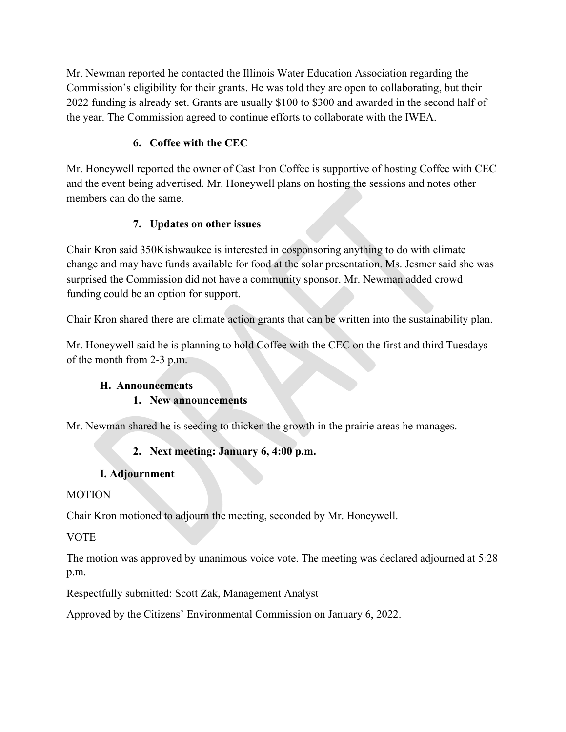Mr. Newman reported he contacted the Illinois Water Education Association regarding the Commission's eligibility for their grants. He was told they are open to collaborating, but their 2022 funding is already set. Grants are usually $100 to $300 and awarded in the second half of the year. The Commission agreed to continue efforts to collaborate with the IWEA.

### 6. Coffee with the CEC

Mr. Honeywell reported the owner of Cast Iron Coffee is supportive of hosting Coffee with CEC and the event being advertised. Mr. Honeywell plans on hosting the sessions and notes other members can do the same.

### 7. Updates on other issues

Chair Kron said 350Kishwaukee is interested in cosponsoring anything to do with climate change and may have funds available for food at the solar presentation. Ms. Jesmer said she was surprised the Commission did not have a community sponsor. Mr. Newman added crowd funding could be an option for support.

Chair Kron shared there are climate action grants that can be written into the sustainability plan.

Mr. Honeywell said he is planning to hold Coffee with the CEC on the first and third Tuesdays of the month from 2-3 p.m.

## H. Announcements

### 1. New announcements

Mr. Newman shared he is seeding to thicken the growth in the prairie areas he manages.

### 2. Next meeting: January 6, 4:00 p.m.

## I. Adjournment

MOTION

Chair Kron motioned to adjourn the meeting, seconded by Mr. Honeywell.

VOTE

The motion was approved by unanimous voice vote. The meeting was declared adjourned at 5:28 p.m.

Respectfully submitted: Scott Zak, Management Analyst

Approved by the Citizens' Environmental Commission on January 6, 2022.